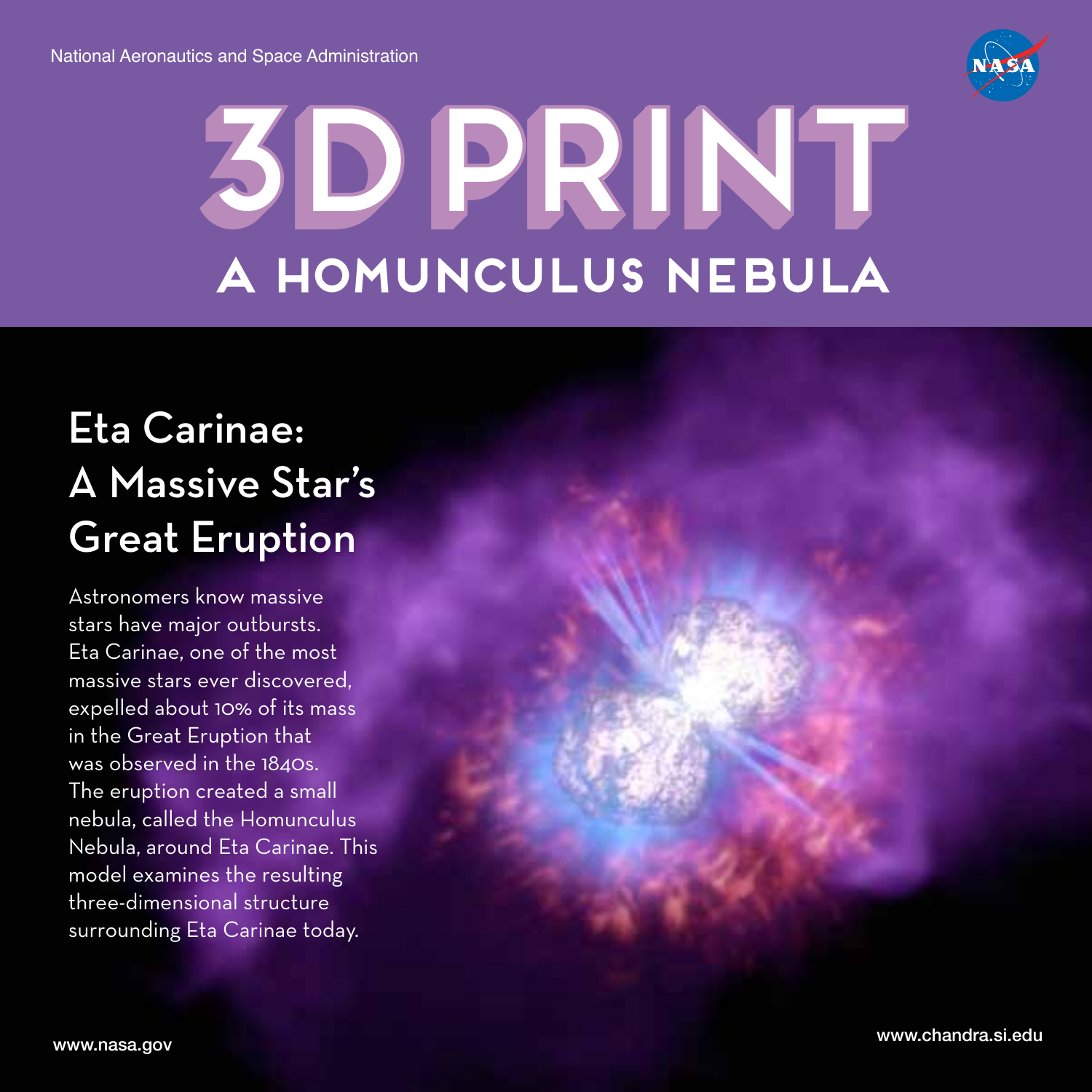National Aeronautics and Space Administration

# 3D PRINT

## A HOMUNCULUS NEBULA

### Eta Carinae: A Massive Star's Great Eruption

Astronomers know massive stars have major outbursts. Eta Carinae, one of the most massive stars ever discovered, expelled about 10% of its mass in the Great Eruption that was observed in the 1840s. The eruption created a small nebula, called the Homunculus Nebula, around Eta Carinae. This model examines the resulting three-dimensional structure surrounding Eta Carinae today.

www.nasa.gov

www.chandra.si.edu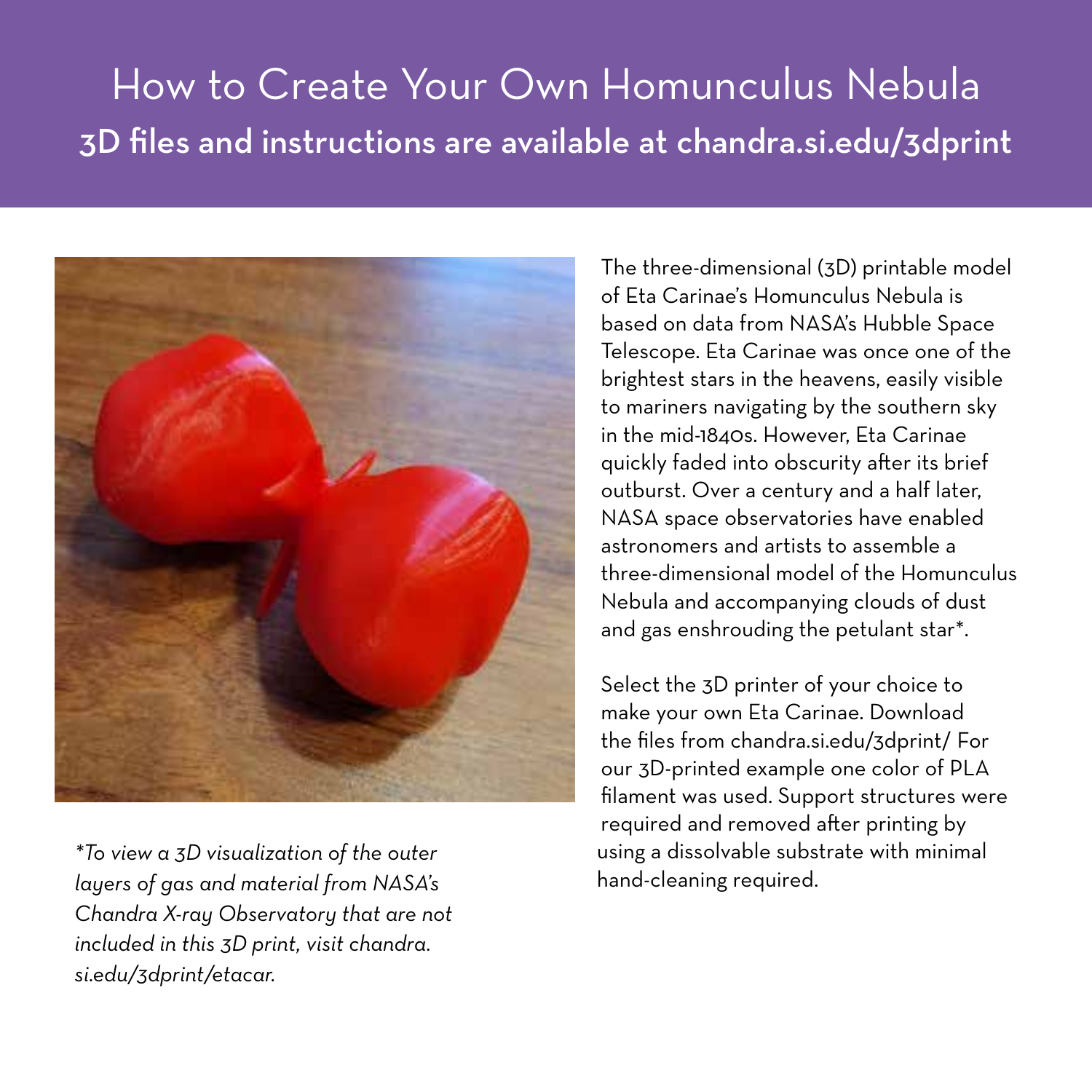# How to Create Your Own Homunculus Nebula

## 3D files and instructions are available at chandra.si.edu/3dprint

The three-dimensional (3D) printable model of Eta Carinae's Homunculus Nebula is based on data from NASA's Hubble Space Telescope. Eta Carinae was once one of the brightest stars in the heavens, easily visible to mariners navigating by the southern sky in the mid-1840s. However, Eta Carinae quickly faded into obscurity after its brief outburst. Over a century and a half later, NASA space observatories have enabled astronomers and artists to assemble a three-dimensional model of the Homunculus Nebula and accompanying clouds of dust and gas enshrouding the petulant star*.

Select the 3D printer of your choice to make your own Eta Carinae. Download the files from chandra.si.edu/3dprint/ For our 3D-printed example one color of PLA filament was used. Support structures were required and removed after printing by using a dissolvable substrate with minimal hand-cleaning required.

*\*To view a 3D visualization of the outer layers of gas and material from NASA's Chandra X-ray Observatory that are not included in this 3D print, visit chandra.si.edu/3dprint/etacar.*